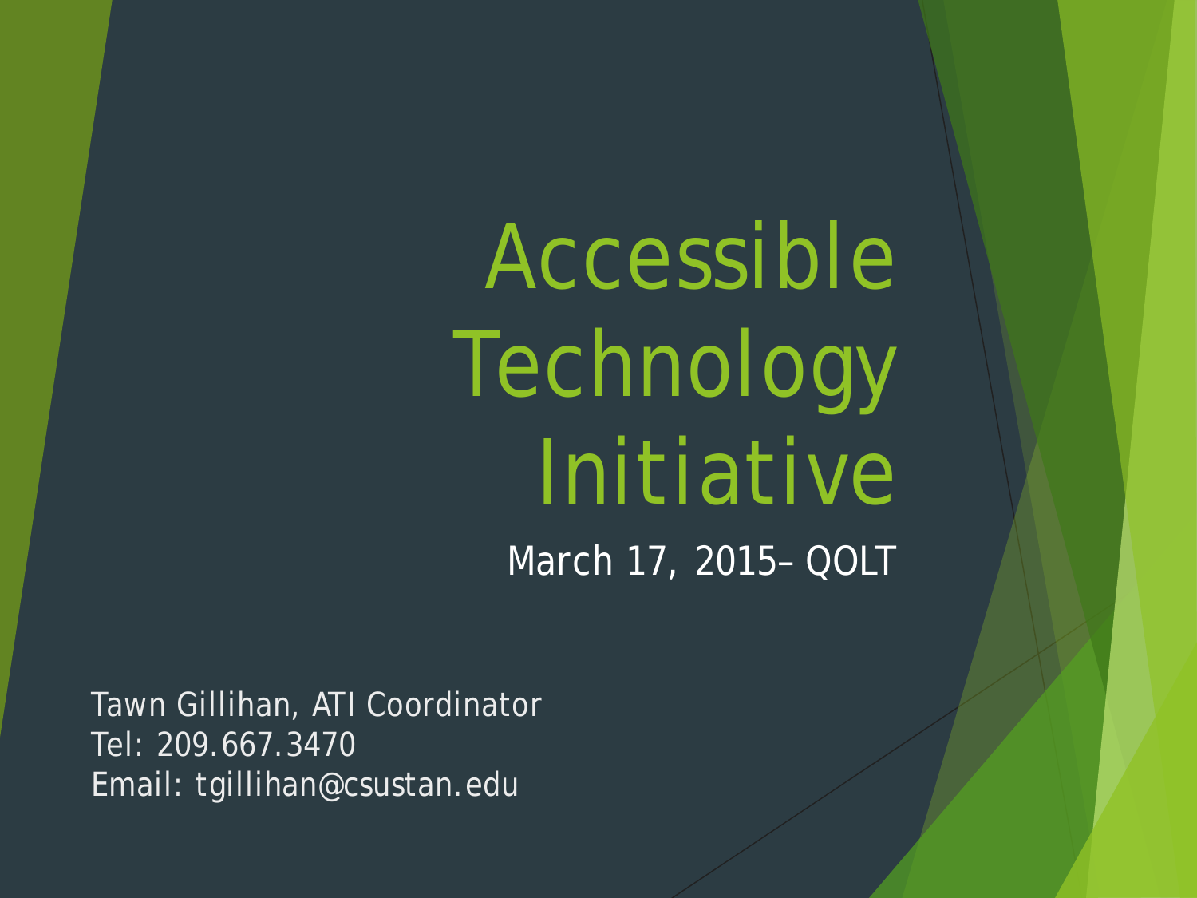# Accessible Technology Initiative

March 17, 2015– QOLT

Tawn Gillihan, ATI Coordinator
Tel: 209.667.3470
Email: tgillihan@csustan.edu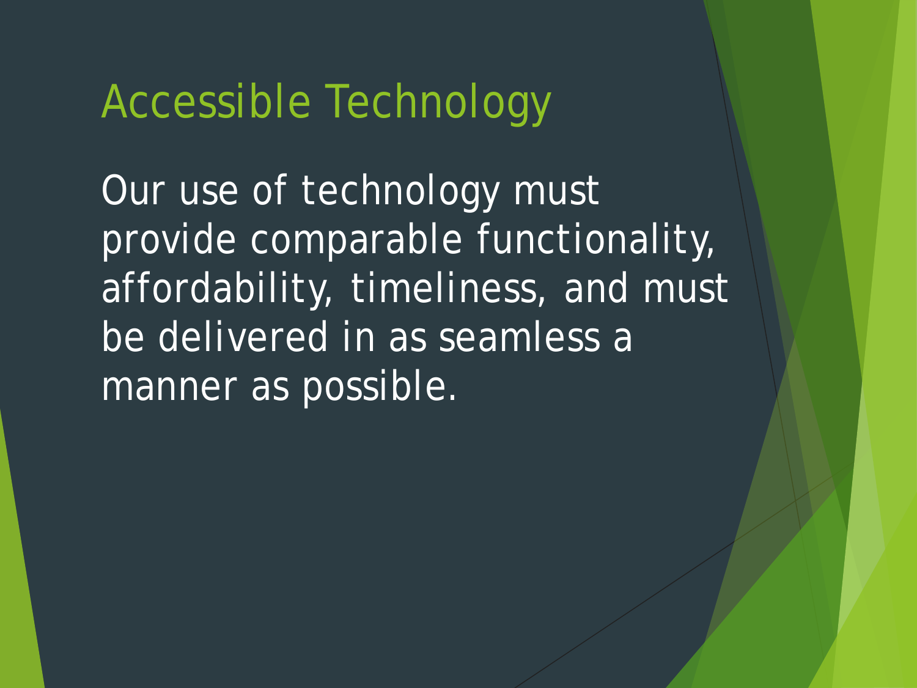# Accessible Technology

Our use of technology must provide comparable functionality, affordability, timeliness, and must be delivered in as seamless a manner as possible.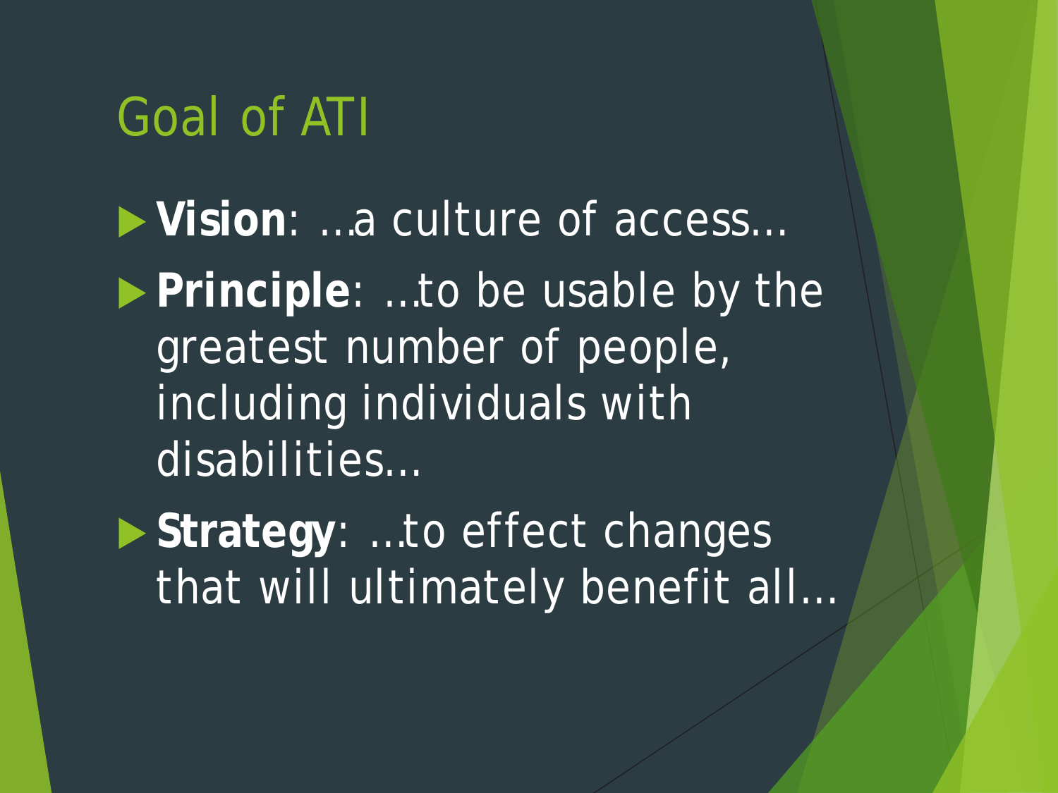# Goal of ATI

- **Vision**: …a culture of access…
- **Principle**: …to be usable by the greatest number of people, including individuals with disabilities…
- **Strategy**: …to effect changes that will ultimately benefit all…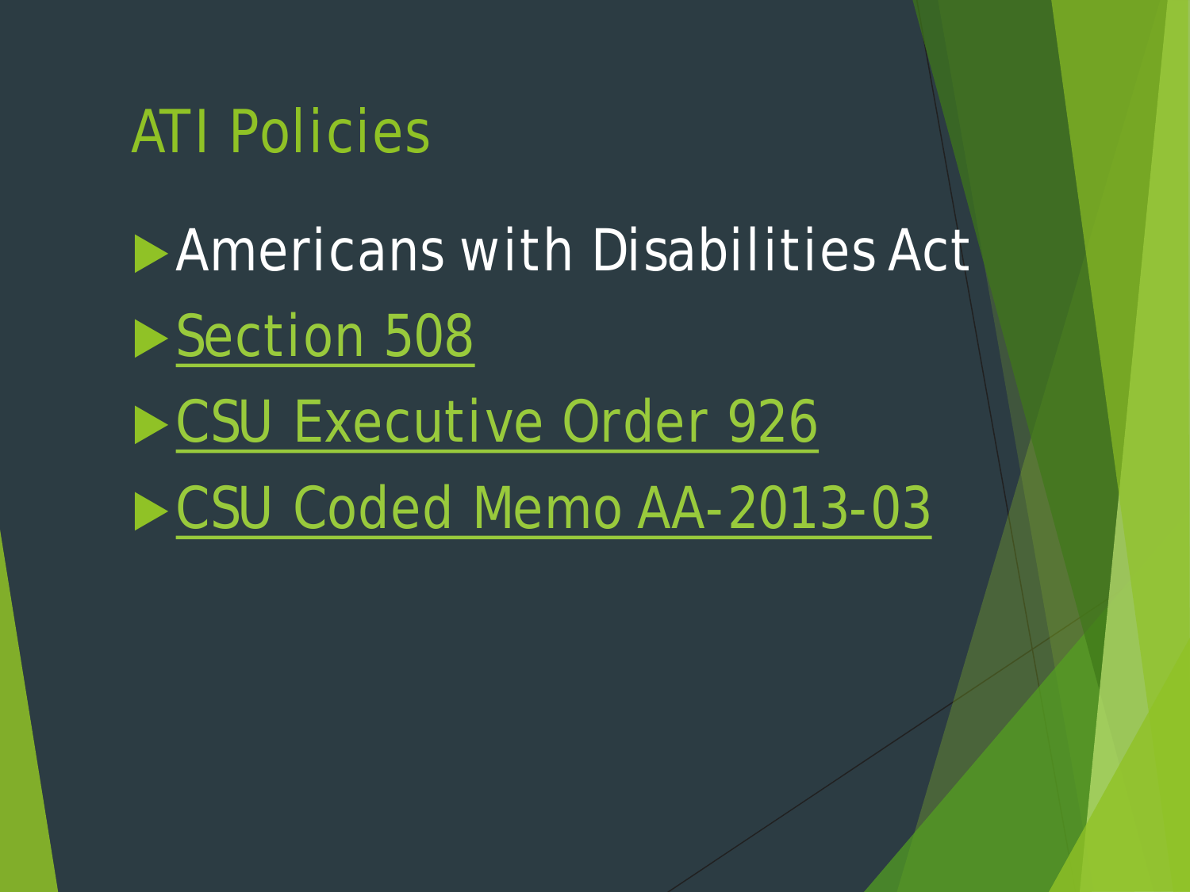# ATI Policies

- Americans with Disabilities Act
- Section 508
- CSU Executive Order 926
- CSU Coded Memo AA-2013-03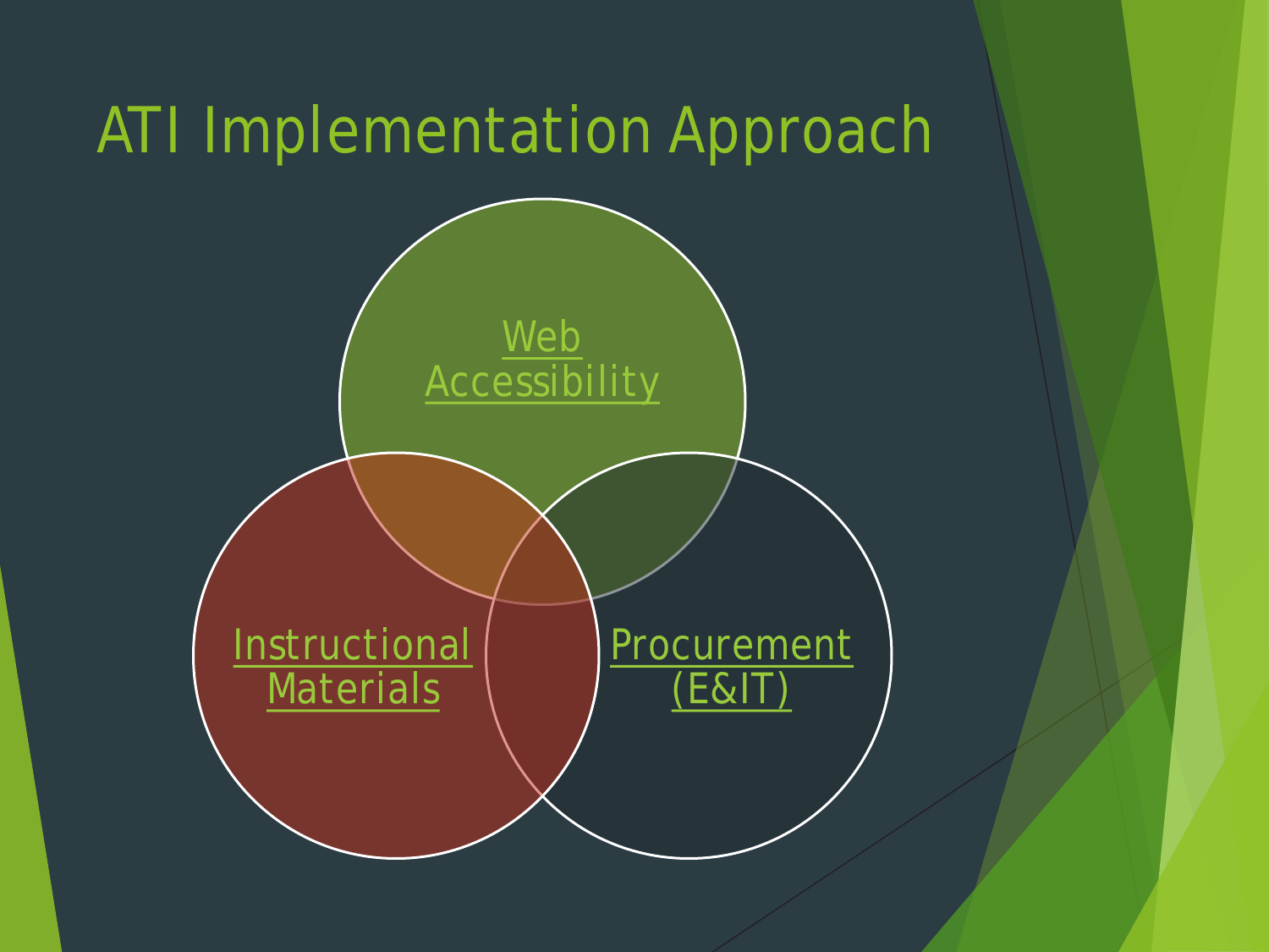# ATI Implementation Approach

- Web Accessibility
- Instructional Materials
- Procurement (E&IT)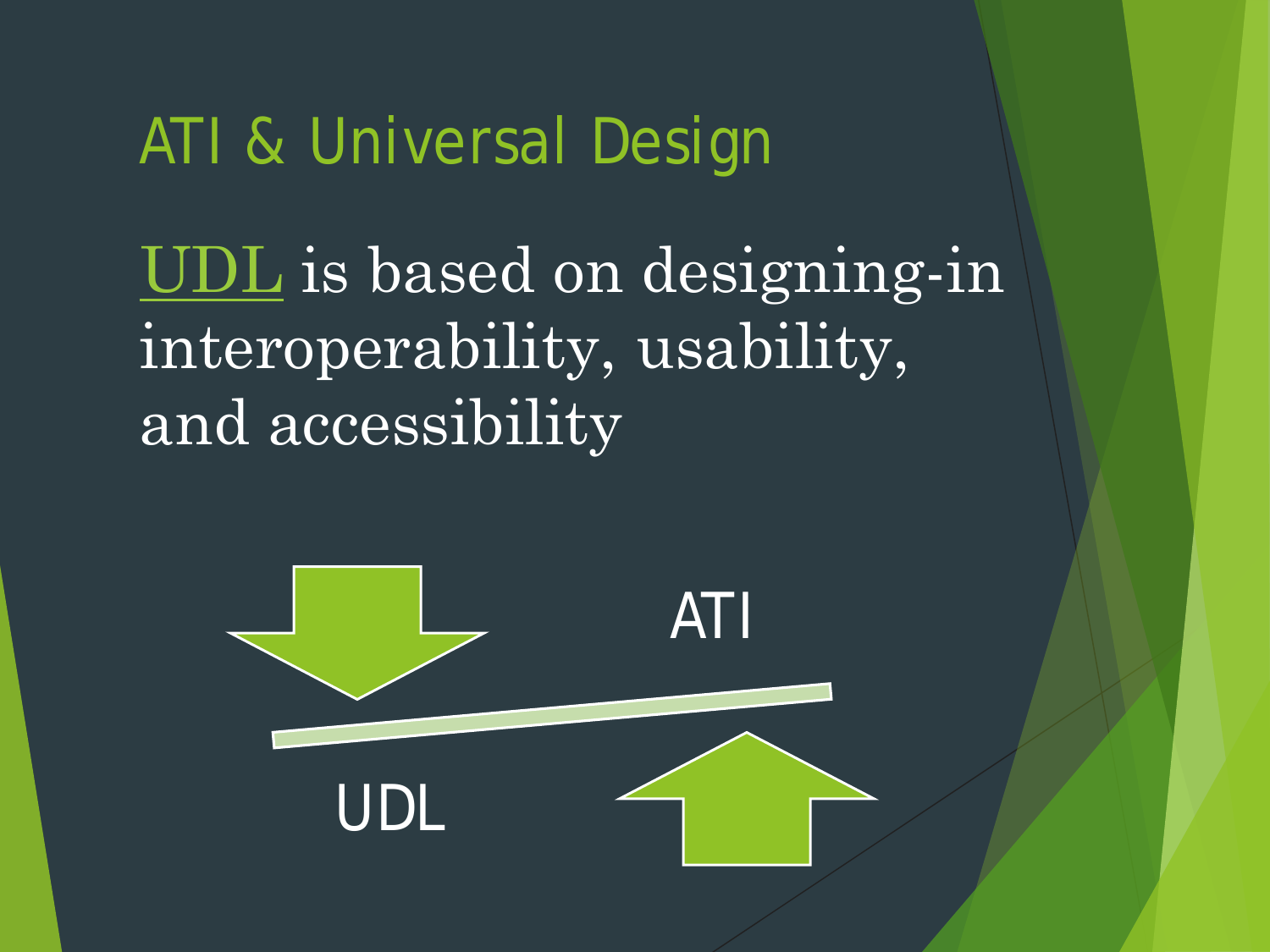# ATI & Universal Design

UDL is based on designing-in interoperability, usability, and accessibility

ATI

UDL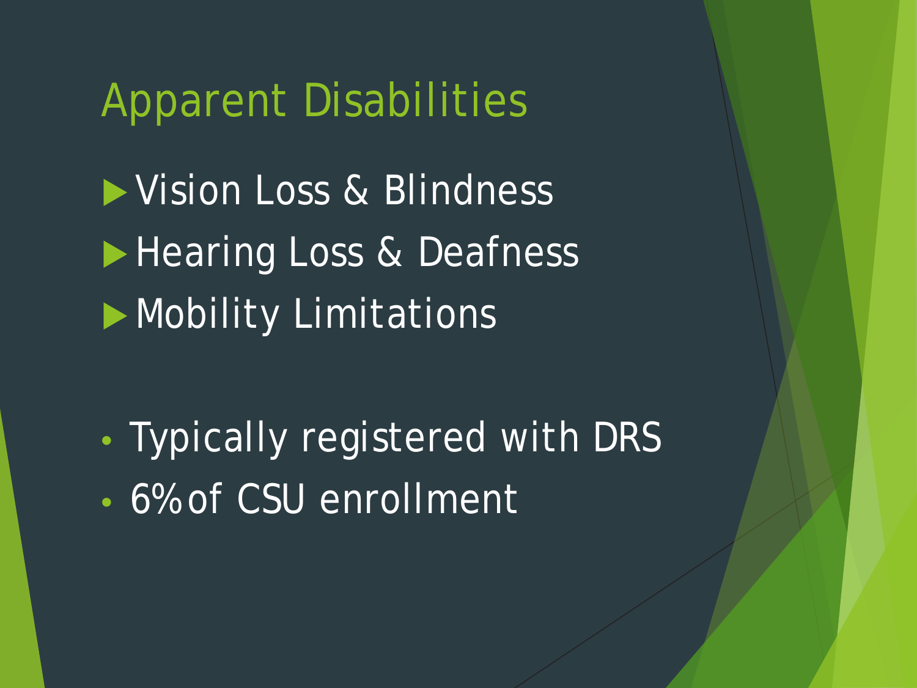# Apparent Disabilities

- Vision Loss & Blindness
- Hearing Loss & Deafness
- Mobility Limitations

- Typically registered with DRS
- 6% of CSU enrollment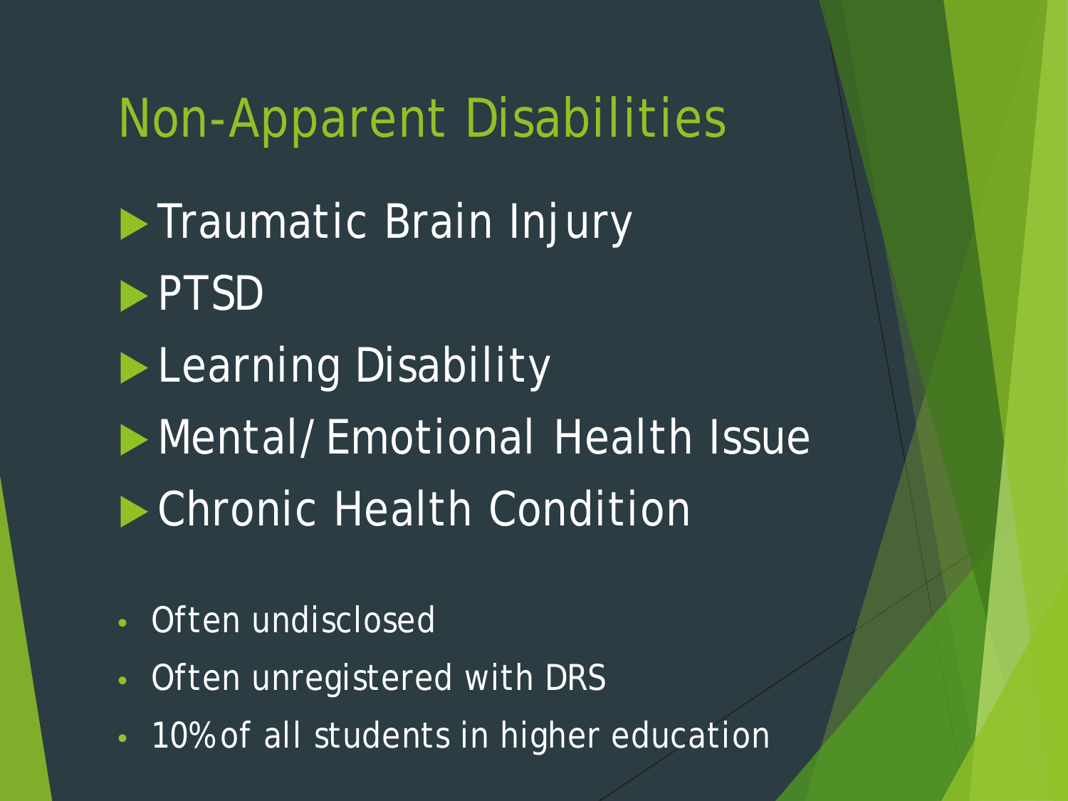# Non-Apparent Disabilities

- Traumatic Brain Injury
- PTSD
- Learning Disability
- Mental/Emotional Health Issue
- Chronic Health Condition

- Often undisclosed
- Often unregistered with DRS
- 10% of all students in higher education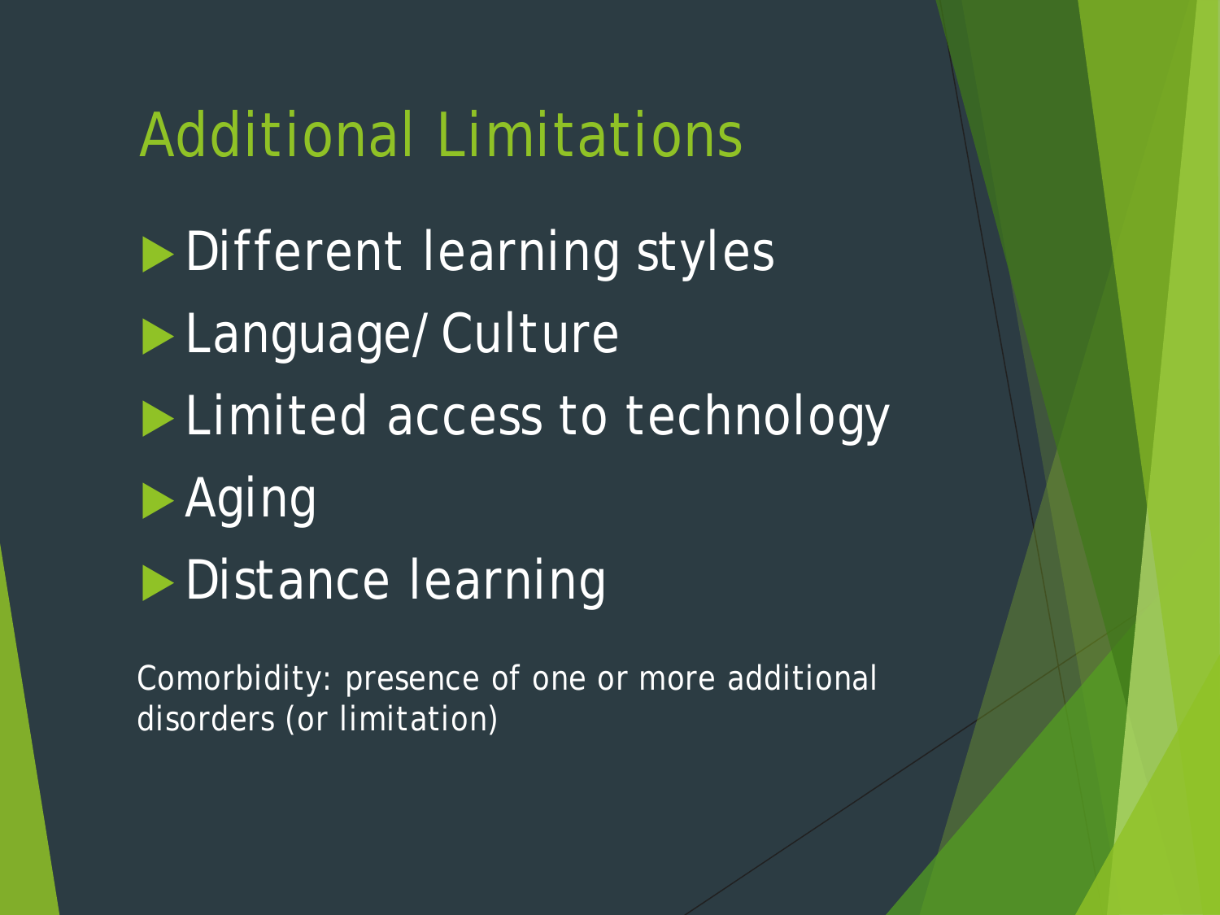# Additional Limitations

- Different learning styles
- Language/ Culture
- Limited access to technology
- Aging
- Distance learning

Comorbidity: presence of one or more additional disorders (or limitation)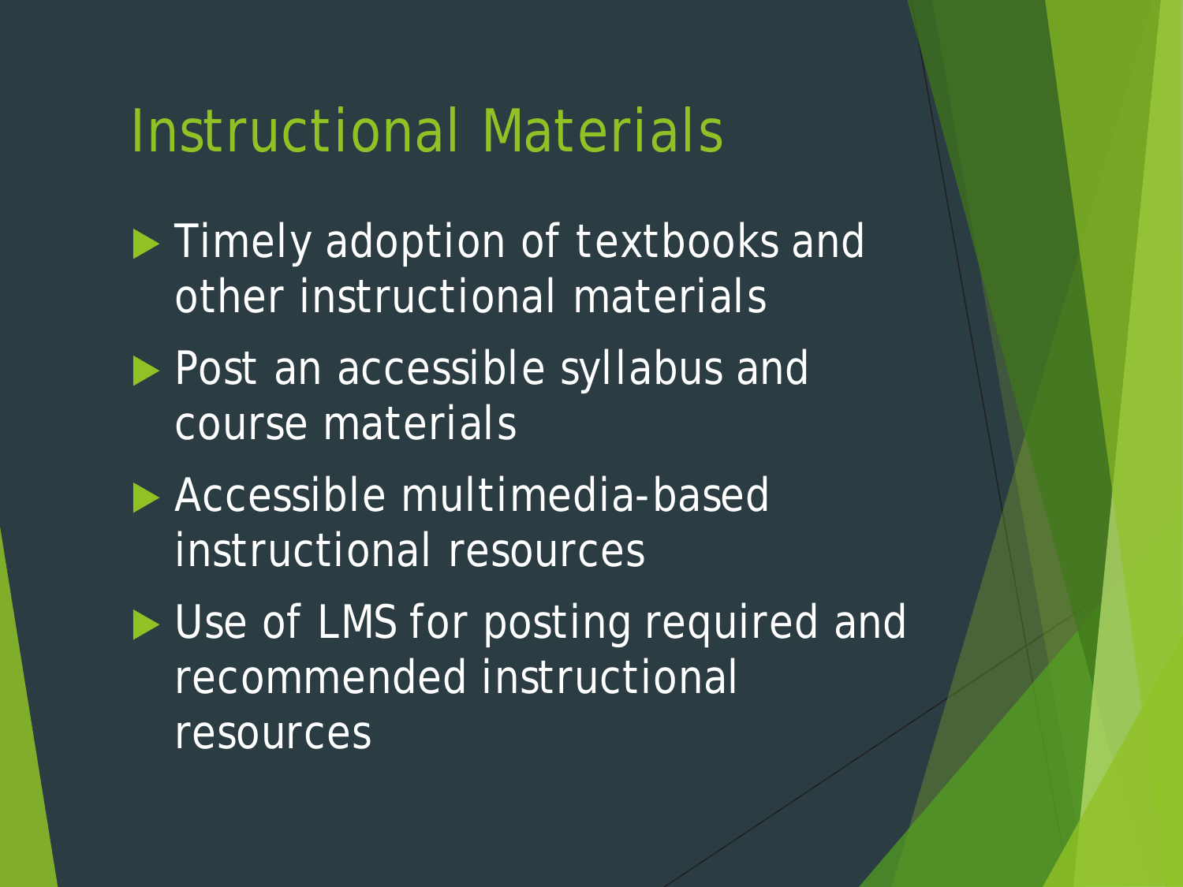# Instructional Materials

- Timely adoption of textbooks and other instructional materials
- Post an accessible syllabus and course materials
- Accessible multimedia-based instructional resources
- Use of LMS for posting required and recommended instructional resources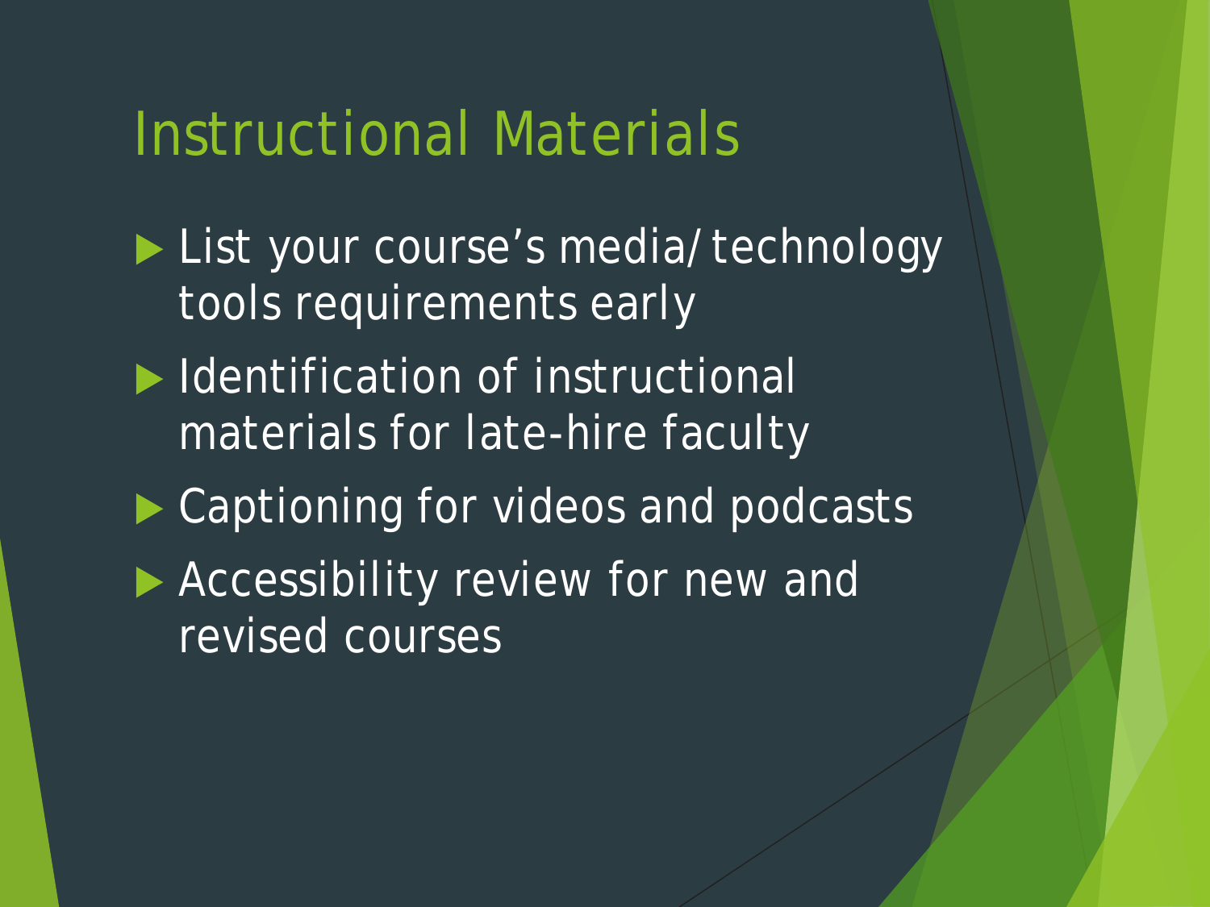# Instructional Materials

- List your course’s media/technology tools requirements early
- Identification of instructional materials for late-hire faculty
- Captioning for videos and podcasts
- Accessibility review for new and revised courses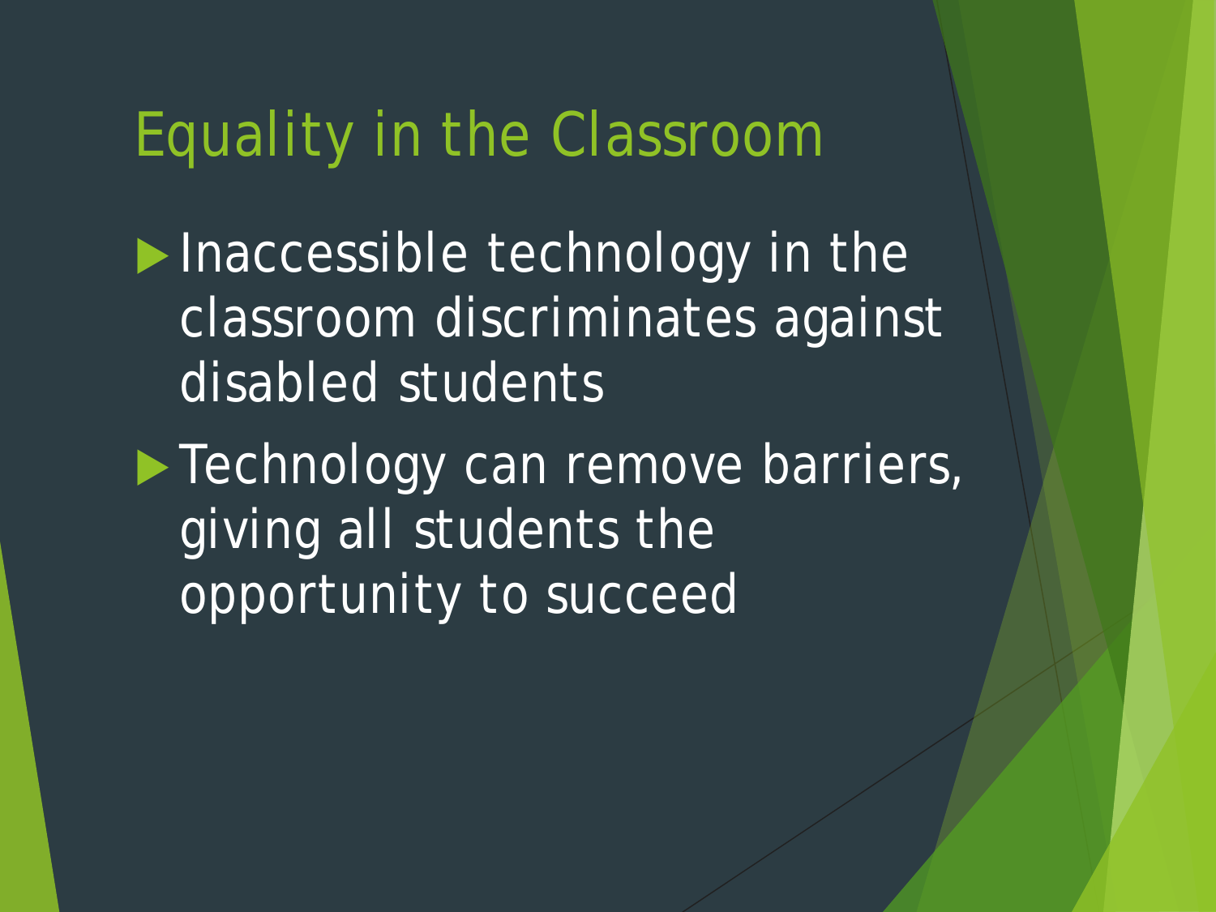# Equality in the Classroom

- Inaccessible technology in the classroom discriminates against disabled students
- Technology can remove barriers, giving all students the opportunity to succeed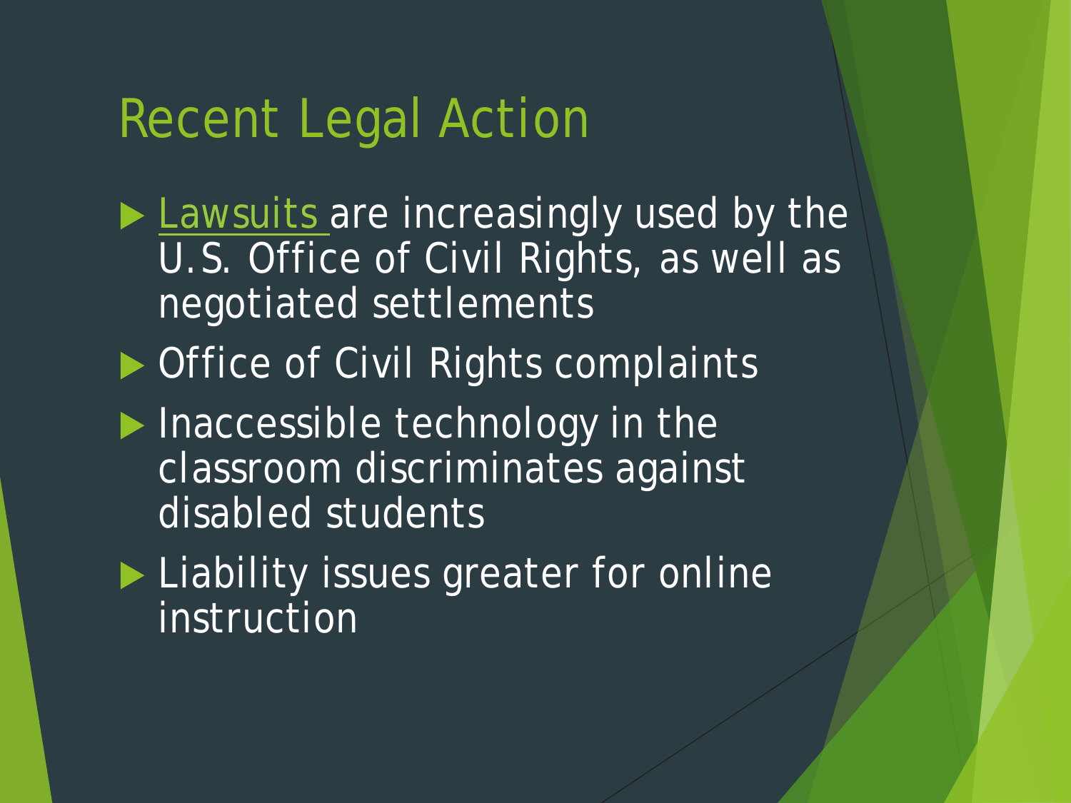# Recent Legal Action

- Lawsuits are increasingly used by the U.S. Office of Civil Rights, as well as negotiated settlements
- Office of Civil Rights complaints
- Inaccessible technology in the classroom discriminates against disabled students
- Liability issues greater for online instruction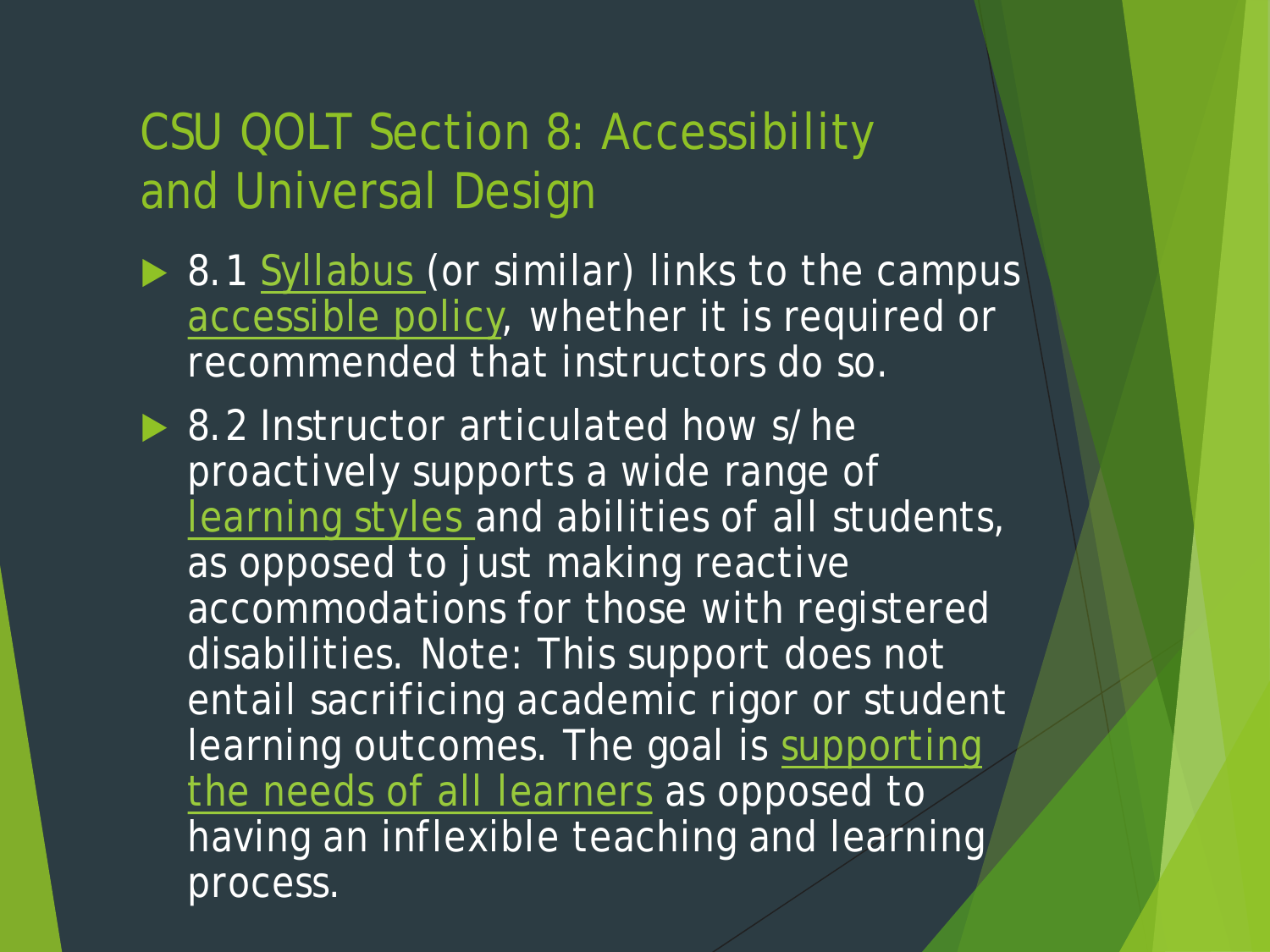# CSU QOLT Section 8: Accessibility and Universal Design

- 8.1 Syllabus (or similar) links to the campus accessible policy, whether it is required or recommended that instructors do so.
- 8.2 Instructor articulated how s/he proactively supports a wide range of learning styles and abilities of all students, as opposed to just making reactive accommodations for those with registered disabilities. Note: This support does not entail sacrificing academic rigor or student learning outcomes. The goal is supporting the needs of all learners as opposed to having an inflexible teaching and learning process.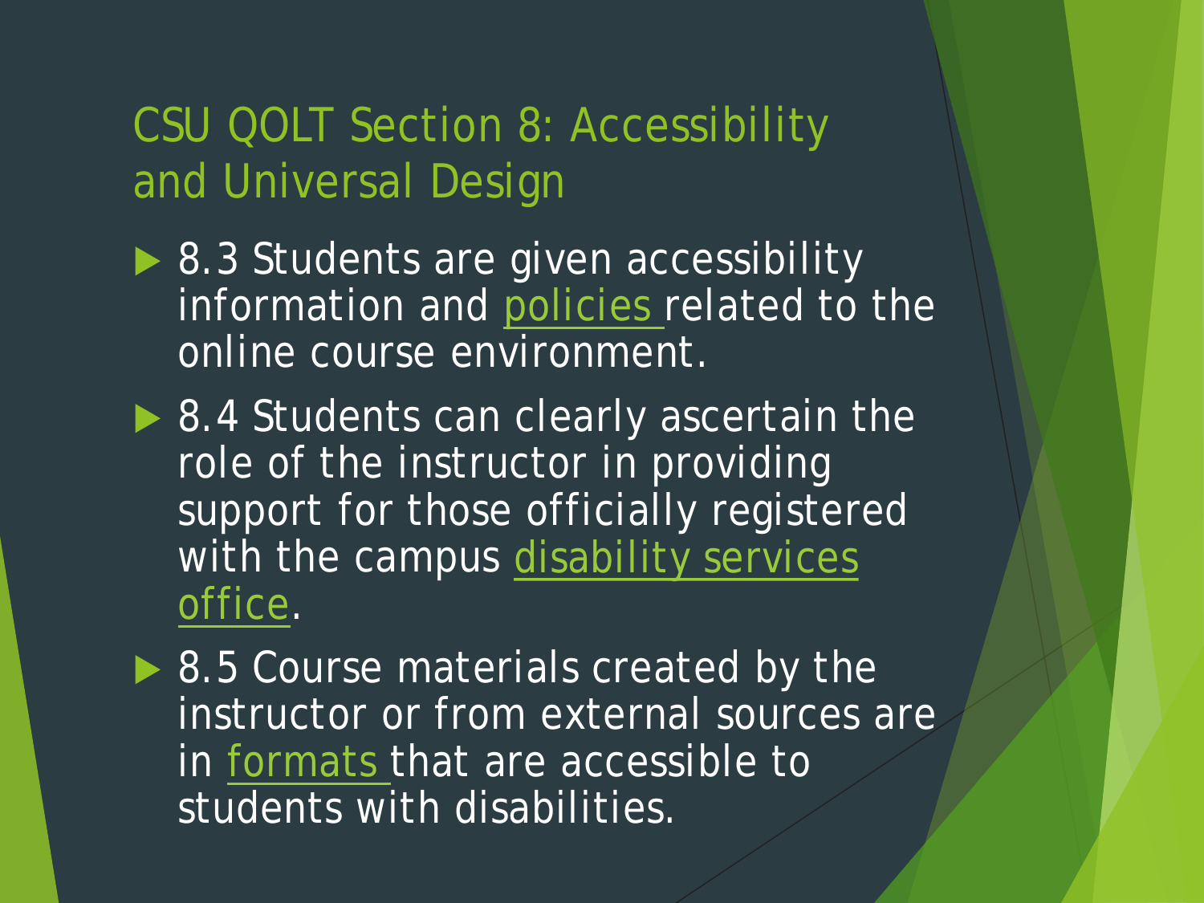# CSU QOLT Section 8: Accessibility and Universal Design

- 8.3 Students are given accessibility information and policies related to the online course environment.
- 8.4 Students can clearly ascertain the role of the instructor in providing support for those officially registered with the campus disability services office.
- 8.5 Course materials created by the instructor or from external sources are in formats that are accessible to students with disabilities.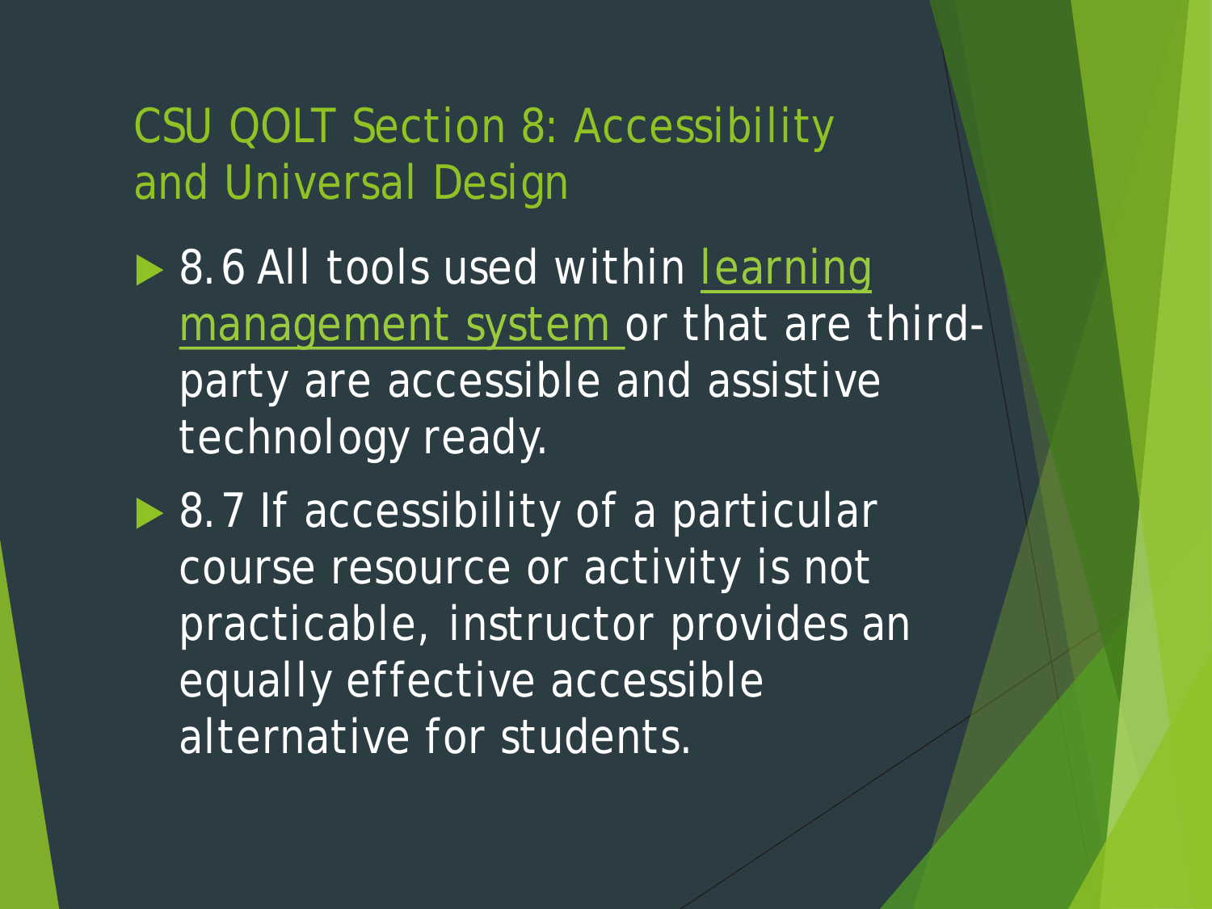# CSU QOLT Section 8: Accessibility and Universal Design

- 8.6 All tools used within learning management system or that are third-party are accessible and assistive technology ready.
- 8.7 If accessibility of a particular course resource or activity is not practicable, instructor provides an equally effective accessible alternative for students.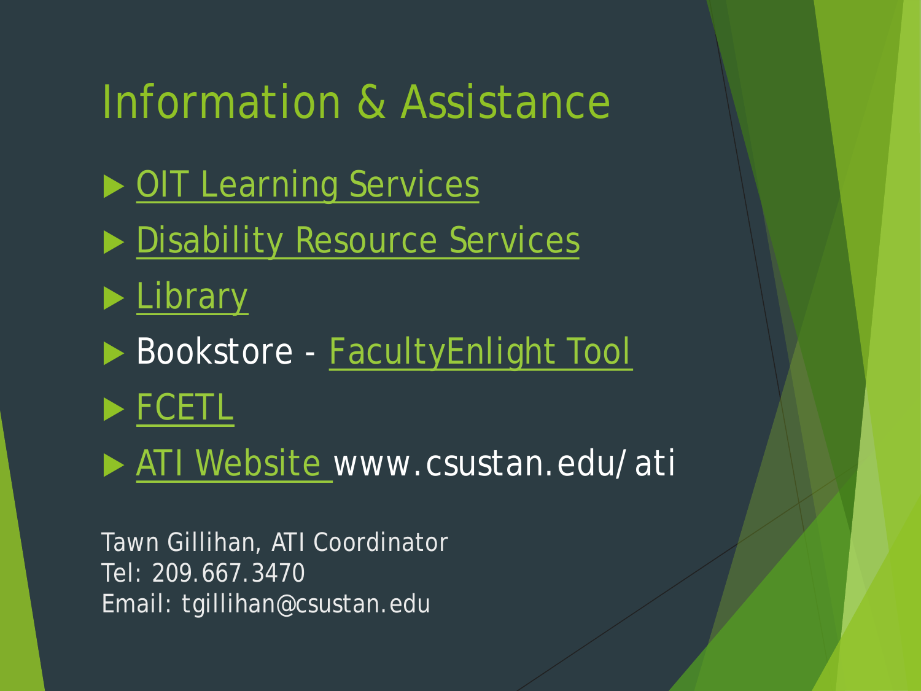# Information & Assistance

- OIT Learning Services
- Disability Resource Services
- Library
- Bookstore - FacultyEnlight Tool
- FCETL
- ATI Website www.csustan.edu/ati

Tawn Gillihan, ATI Coordinator
Tel: 209.667.3470
Email: tgillihan@csustan.edu